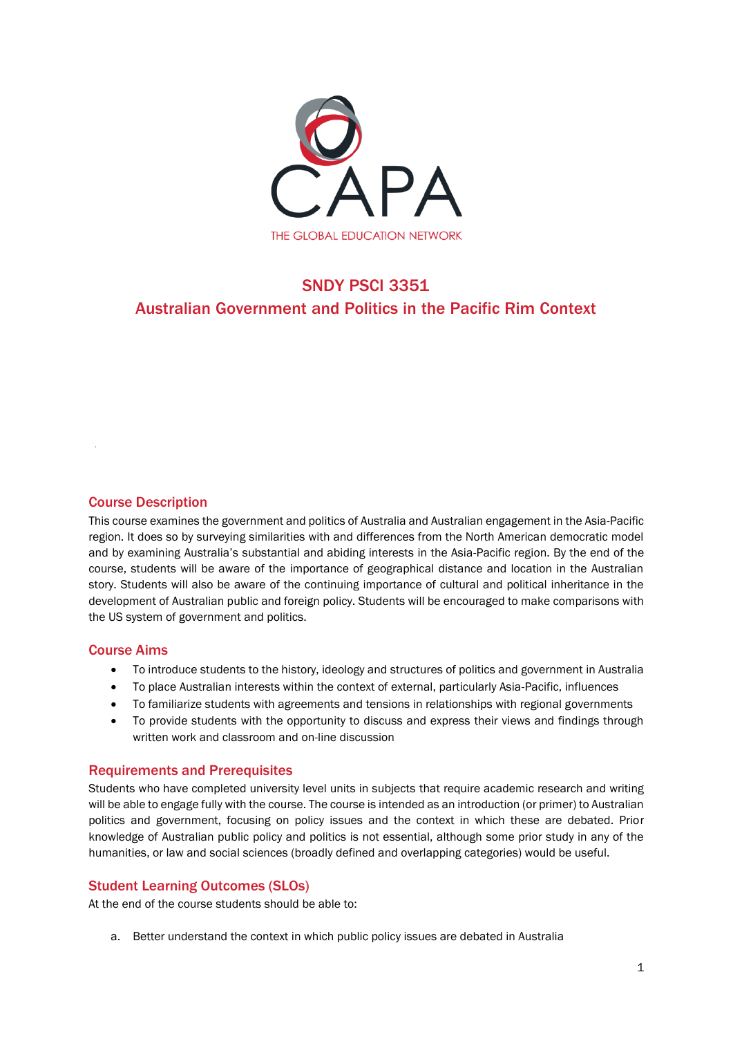CAPA

THE GLOBAL EDUCATION NETWORK

# SNDY PSCI 3351
# Australian Government and Politics in the Pacific Rim Context

## Course Description

This course examines the government and politics of Australia and Australian engagement in the Asia-Pacific region. It does so by surveying similarities with and differences from the North American democratic model and by examining Australia's substantial and abiding interests in the Asia-Pacific region. By the end of the course, students will be aware of the importance of geographical distance and location in the Australian story. Students will also be aware of the continuing importance of cultural and political inheritance in the development of Australian public and foreign policy. Students will be encouraged to make comparisons with the US system of government and politics.

## Course Aims

- To introduce students to the history, ideology and structures of politics and government in Australia
- To place Australian interests within the context of external, particularly Asia-Pacific, influences
- To familiarize students with agreements and tensions in relationships with regional governments
- To provide students with the opportunity to discuss and express their views and findings through written work and classroom and on-line discussion

## Requirements and Prerequisites

Students who have completed university level units in subjects that require academic research and writing will be able to engage fully with the course. The course is intended as an introduction (or primer) to Australian politics and government, focusing on policy issues and the context in which these are debated. Prior knowledge of Australian public policy and politics is not essential, although some prior study in any of the humanities, or law and social sciences (broadly defined and overlapping categories) would be useful.

## Student Learning Outcomes (SLOs)

At the end of the course students should be able to:

a. Better understand the context in which public policy issues are debated in Australia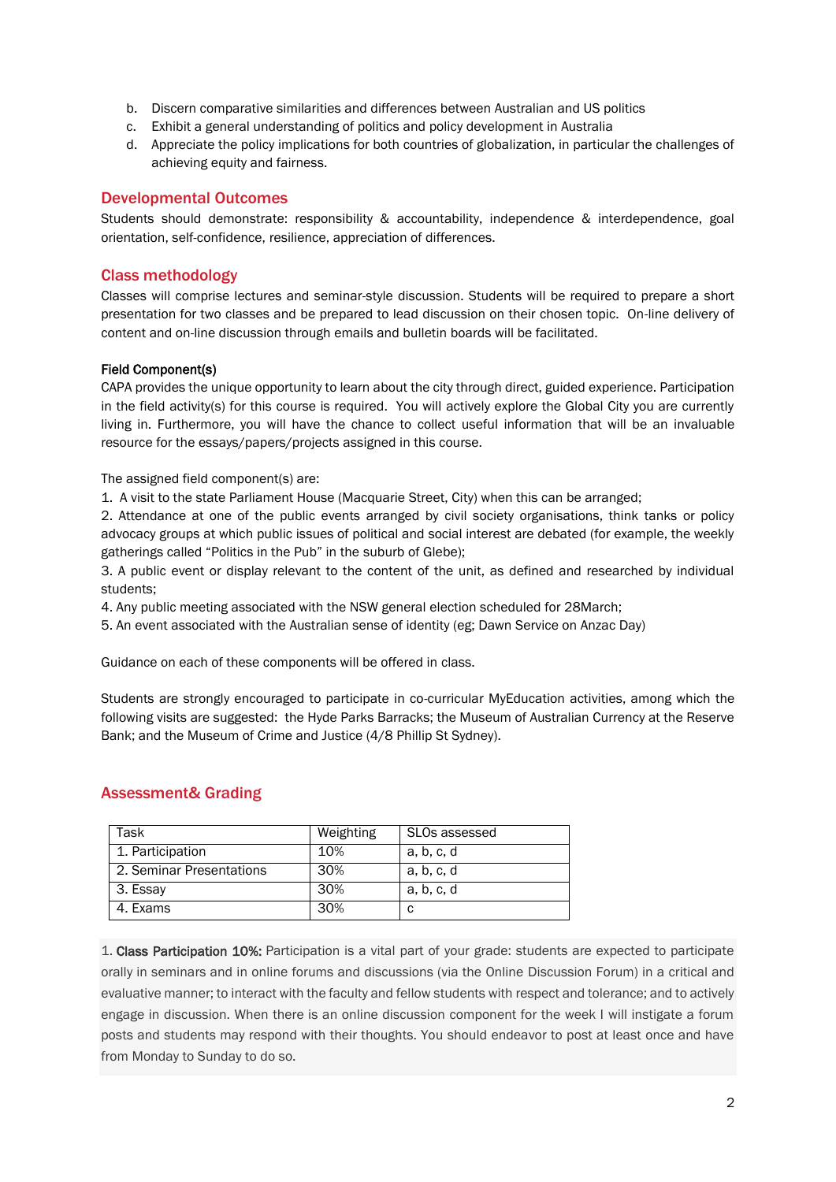b. Discern comparative similarities and differences between Australian and US politics
c. Exhibit a general understanding of politics and policy development in Australia
d. Appreciate the policy implications for both countries of globalization, in particular the challenges of achieving equity and fairness.

## Developmental Outcomes

Students should demonstrate: responsibility & accountability, independence & interdependence, goal orientation, self-confidence, resilience, appreciation of differences.

## Class methodology

Classes will comprise lectures and seminar-style discussion. Students will be required to prepare a short presentation for two classes and be prepared to lead discussion on their chosen topic. On-line delivery of content and on-line discussion through emails and bulletin boards will be facilitated.

**Field Component(s)**

CAPA provides the unique opportunity to learn about the city through direct, guided experience. Participation in the field activity(s) for this course is required. You will actively explore the Global City you are currently living in. Furthermore, you will have the chance to collect useful information that will be an invaluable resource for the essays/papers/projects assigned in this course.

The assigned field component(s) are:

1. A visit to the state Parliament House (Macquarie Street, City) when this can be arranged;
2. Attendance at one of the public events arranged by civil society organisations, think tanks or policy advocacy groups at which public issues of political and social interest are debated (for example, the weekly gatherings called "Politics in the Pub" in the suburb of Glebe);
3. A public event or display relevant to the content of the unit, as defined and researched by individual students;
4. Any public meeting associated with the NSW general election scheduled for 28March;
5. An event associated with the Australian sense of identity (eg; Dawn Service on Anzac Day)

Guidance on each of these components will be offered in class.

Students are strongly encouraged to participate in co-curricular MyEducation activities, among which the following visits are suggested: the Hyde Parks Barracks; the Museum of Australian Currency at the Reserve Bank; and the Museum of Crime and Justice (4/8 Phillip St Sydney).

## Assessment& Grading

| Task | Weighting | SLOs assessed |
|---|---|---|
| 1. Participation | 10% | a, b, c, d |
| 2. Seminar Presentations | 30% | a, b, c, d |
| 3. Essay | 30% | a, b, c, d |
| 4. Exams | 30% | c |

1. **Class Participation 10%:** Participation is a vital part of your grade: students are expected to participate orally in seminars and in online forums and discussions (via the Online Discussion Forum) in a critical and evaluative manner; to interact with the faculty and fellow students with respect and tolerance; and to actively engage in discussion. When there is an online discussion component for the week I will instigate a forum posts and students may respond with their thoughts. You should endeavor to post at least once and have from Monday to Sunday to do so.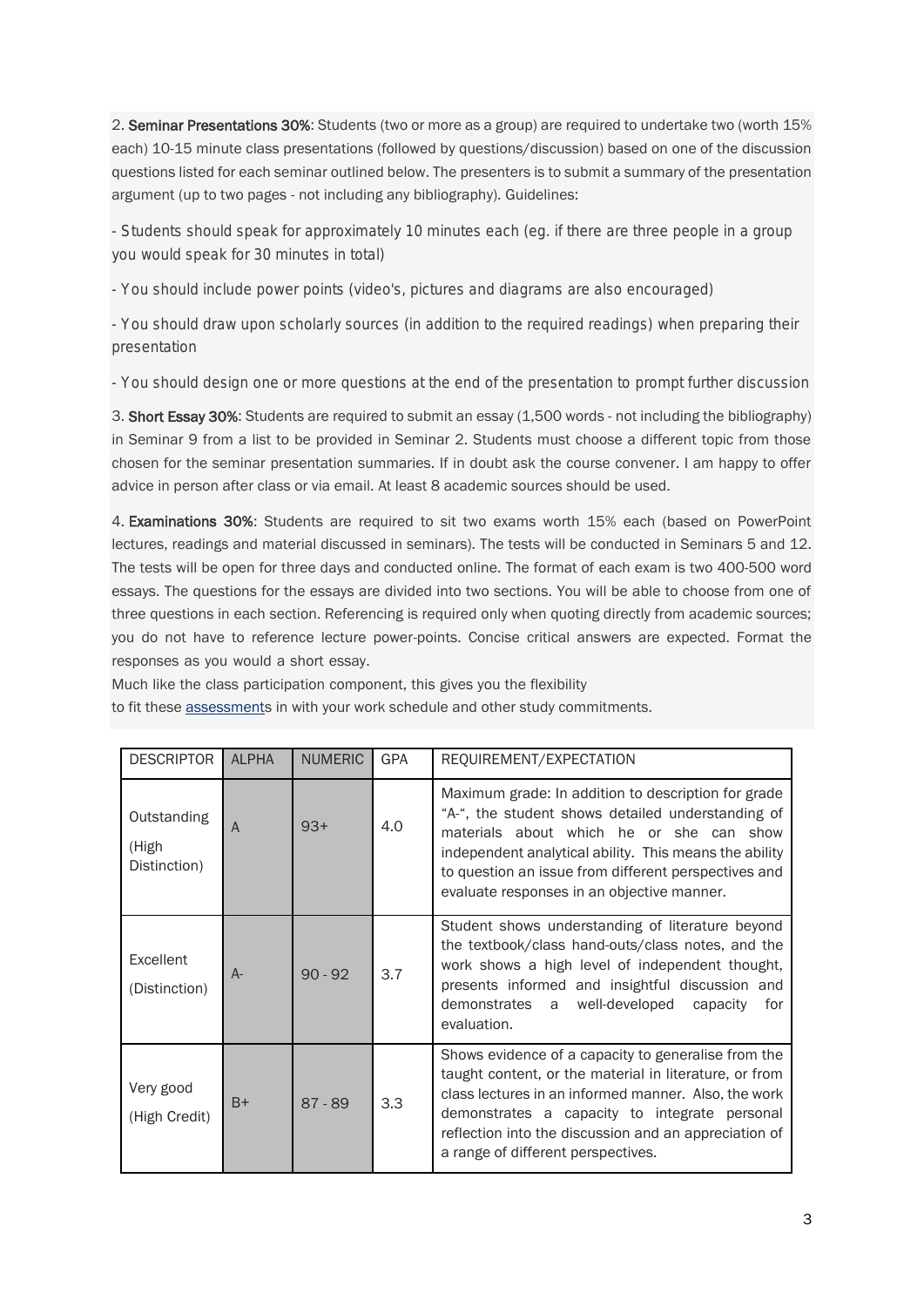2. **Seminar Presentations 30%**: Students (two or more as a group) are required to undertake two (worth 15% each) 10-15 minute class presentations (followed by questions/discussion) based on one of the discussion questions listed for each seminar outlined below. The presenters is to submit a summary of the presentation argument (up to two pages - not including any bibliography). Guidelines:

- Students should speak for approximately 10 minutes each (eg. if there are three people in a group you would speak for 30 minutes in total)
- You should include power points (video's, pictures and diagrams are also encouraged)
- You should draw upon scholarly sources (in addition to the required readings) when preparing their presentation
- You should design one or more questions at the end of the presentation to prompt further discussion

3. **Short Essay 30%**: Students are required to submit an essay (1,500 words - not including the bibliography) in Seminar 9 from a list to be provided in Seminar 2. Students must choose a different topic from those chosen for the seminar presentation summaries. If in doubt ask the course convener. I am happy to offer advice in person after class or via email. At least 8 academic sources should be used.

4. **Examinations 30%**: Students are required to sit two exams worth 15% each (based on PowerPoint lectures, readings and material discussed in seminars). The tests will be conducted in Seminars 5 and 12. The tests will be open for three days and conducted online. The format of each exam is two 400-500 word essays. The questions for the essays are divided into two sections. You will be able to choose from one of three questions in each section. Referencing is required only when quoting directly from academic sources; you do not have to reference lecture power-points. Concise critical answers are expected. Format the responses as you would a short essay.

Much like the class participation component, this gives you the flexibility to fit these assessments in with your work schedule and other study commitments.

| DESCRIPTOR | ALPHA | NUMERIC | GPA | REQUIREMENT/EXPECTATION |
|---|---|---|---|---|
| Outstanding (High Distinction) | A | 93+ | 4.0 | Maximum grade: In addition to description for grade "A-", the student shows detailed understanding of materials about which he or she can show independent analytical ability. This means the ability to question an issue from different perspectives and evaluate responses in an objective manner. |
| Excellent (Distinction) | A- | 90 - 92 | 3.7 | Student shows understanding of literature beyond the textbook/class hand-outs/class notes, and the work shows a high level of independent thought, presents informed and insightful discussion and demonstrates a well-developed capacity for evaluation. |
| Very good (High Credit) | B+ | 87 - 89 | 3.3 | Shows evidence of a capacity to generalise from the taught content, or the material in literature, or from class lectures in an informed manner. Also, the work demonstrates a capacity to integrate personal reflection into the discussion and an appreciation of a range of different perspectives. |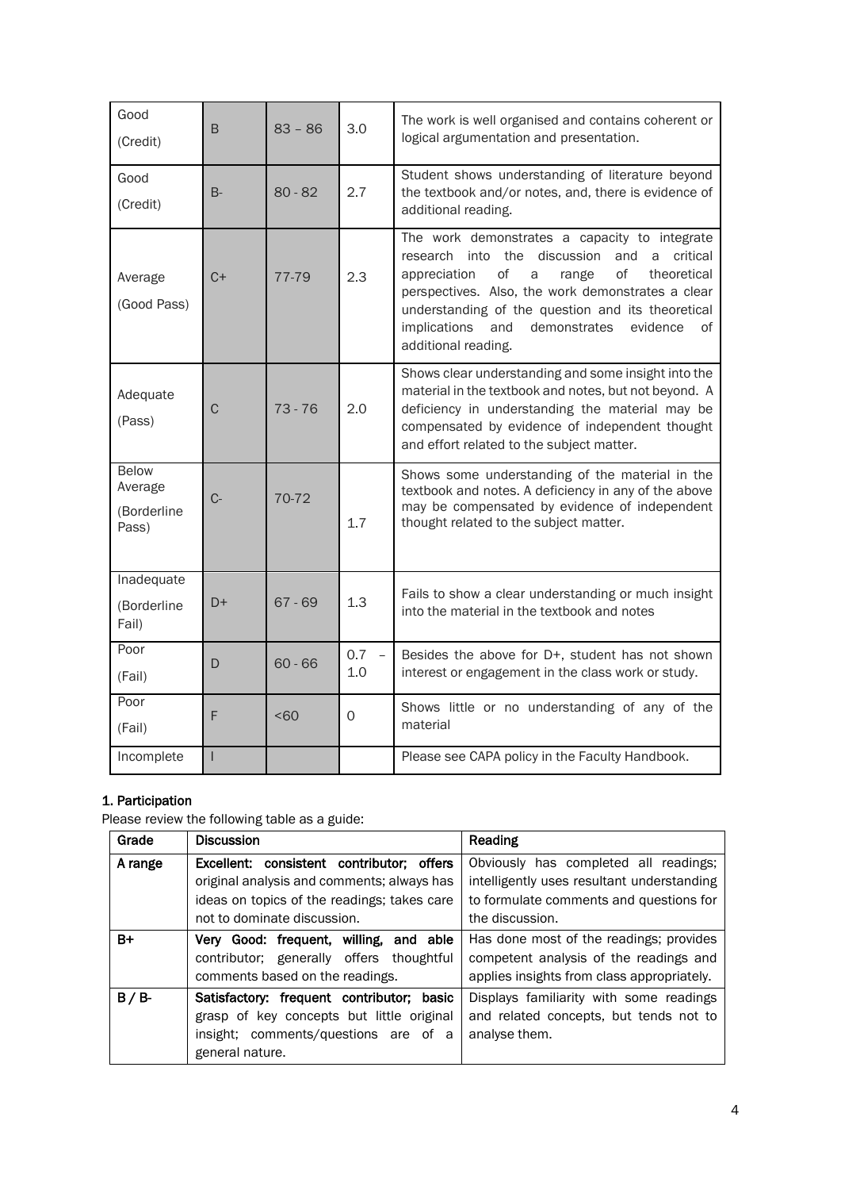| | | | | |
|---|---|---|---|---|
| Good (Credit) | B | 83 – 86 | 3.0 | The work is well organised and contains coherent or logical argumentation and presentation. |
| Good (Credit) | B- | 80 - 82 | 2.7 | Student shows understanding of literature beyond the textbook and/or notes, and, there is evidence of additional reading. |
| Average (Good Pass) | C+ | 77-79 | 2.3 | The work demonstrates a capacity to integrate research into the discussion and a critical appreciation of a range of theoretical perspectives. Also, the work demonstrates a clear understanding of the question and its theoretical implications and demonstrates evidence of additional reading. |
| Adequate (Pass) | C | 73 - 76 | 2.0 | Shows clear understanding and some insight into the material in the textbook and notes, but not beyond. A deficiency in understanding the material may be compensated by evidence of independent thought and effort related to the subject matter. |
| Below Average (Borderline Pass) | C- | 70-72 | 1.7 | Shows some understanding of the material in the textbook and notes. A deficiency in any of the above may be compensated by evidence of independent thought related to the subject matter. |
| Inadequate (Borderline Fail) | D+ | 67 - 69 | 1.3 | Fails to show a clear understanding or much insight into the material in the textbook and notes |
| Poor (Fail) | D | 60 - 66 | 0.7 – 1.0 | Besides the above for D+, student has not shown interest or engagement in the class work or study. |
| Poor (Fail) | F | <60 | 0 | Shows little or no understanding of any of the material |
| Incomplete | I | | | Please see CAPA policy in the Faculty Handbook. |

## 1. Participation

Please review the following table as a guide:

| Grade | Discussion | Reading |
|---|---|---|
| **A range** | **Excellent: consistent contributor; offers** original analysis and comments; always has ideas on topics of the readings; takes care not to dominate discussion. | Obviously has completed all readings; intelligently uses resultant understanding to formulate comments and questions for the discussion. |
| **B+** | **Very Good: frequent, willing, and able** contributor; generally offers thoughtful comments based on the readings. | Has done most of the readings; provides competent analysis of the readings and applies insights from class appropriately. |
| **B / B-** | **Satisfactory: frequent contributor; basic** grasp of key concepts but little original insight; comments/questions are of a general nature. | Displays familiarity with some readings and related concepts, but tends not to analyse them. |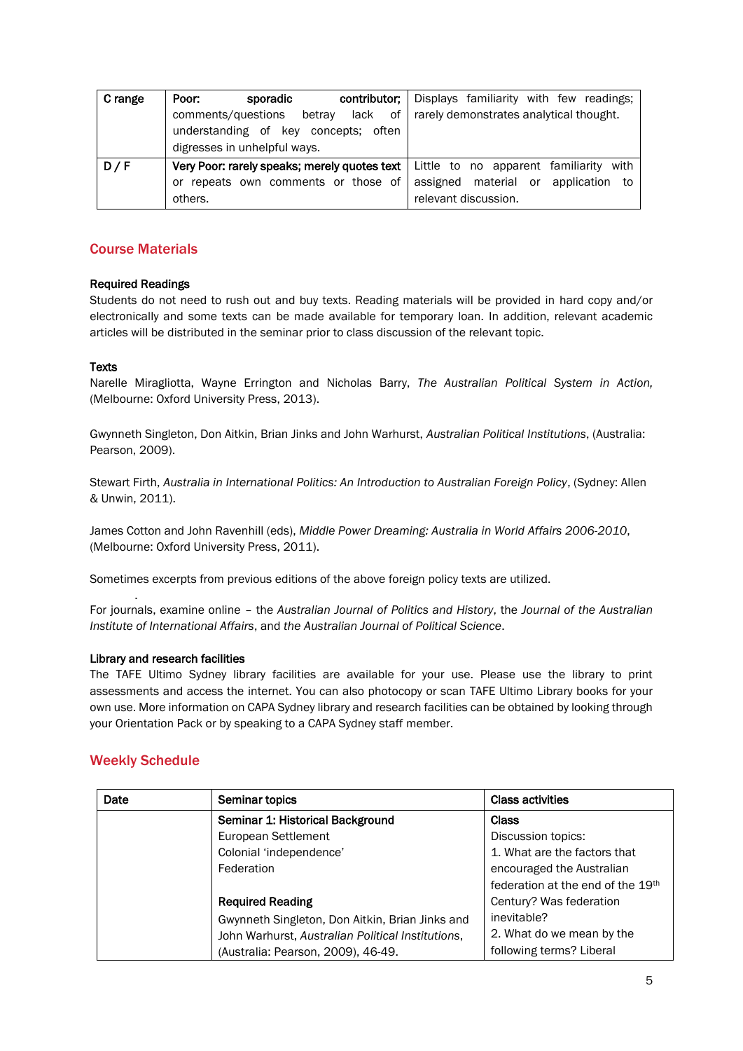| C range | **Poor:** sporadic contributor; comments/questions betray lack of understanding of key concepts; often digresses in unhelpful ways. | Displays familiarity with few readings; rarely demonstrates analytical thought. |
|---|---|---|
| D / F | **Very Poor:** rarely speaks; merely quotes text or repeats own comments or those of others. | Little to no apparent familiarity with assigned material or application to relevant discussion. |

## Course Materials

**Required Readings**

Students do not need to rush out and buy texts. Reading materials will be provided in hard copy and/or electronically and some texts can be made available for temporary loan. In addition, relevant academic articles will be distributed in the seminar prior to class discussion of the relevant topic.

**Texts**

Narelle Miragliotta, Wayne Errington and Nicholas Barry, *The Australian Political System in Action,* (Melbourne: Oxford University Press, 2013).

Gwynneth Singleton, Don Aitkin, Brian Jinks and John Warhurst, *Australian Political Institutions*, (Australia: Pearson, 2009).

Stewart Firth, *Australia in International Politics: An Introduction to Australian Foreign Policy*, (Sydney: Allen & Unwin, 2011).

James Cotton and John Ravenhill (eds), *Middle Power Dreaming: Australia in World Affairs 2006-2010*, (Melbourne: Oxford University Press, 2011).

Sometimes excerpts from previous editions of the above foreign policy texts are utilized.

For journals, examine online – the *Australian Journal of Politics and History*, the *Journal of the Australian Institute of International Affairs*, and *the Australian Journal of Political Science*.

**Library and research facilities**

The TAFE Ultimo Sydney library facilities are available for your use. Please use the library to print assessments and access the internet. You can also photocopy or scan TAFE Ultimo Library books for your own use. More information on CAPA Sydney library and research facilities can be obtained by looking through your Orientation Pack or by speaking to a CAPA Sydney staff member.

## Weekly Schedule

| Date | Seminar topics | Class activities |
|---|---|---|
| | **Seminar 1: Historical Background**<br>European Settlement<br>Colonial 'independence'<br>Federation<br><br>**Required Reading**<br>Gwynneth Singleton, Don Aitkin, Brian Jinks and John Warhurst, *Australian Political Institutions*, (Australia: Pearson, 2009), 46-49. | **Class**<br>Discussion topics:<br>1. What are the factors that encouraged the Australian federation at the end of the 19th Century? Was federation inevitable?<br>2. What do we mean by the following terms? Liberal |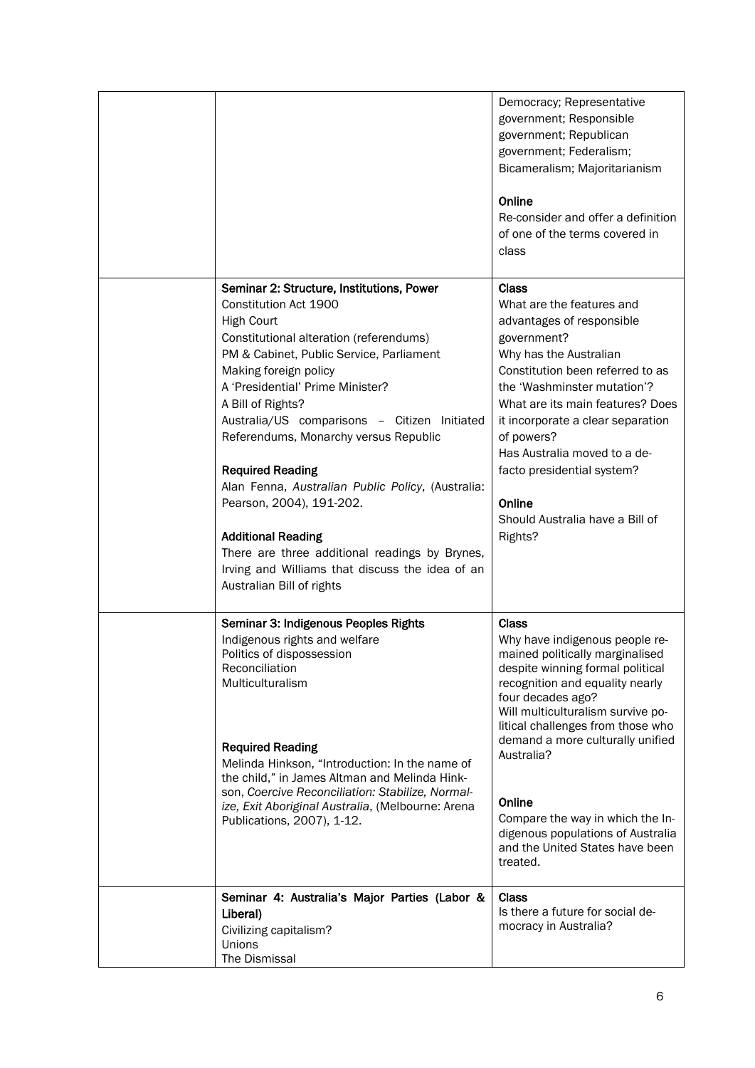| | | |
|---|---|---|
| | | Democracy; Representative government; Responsible government; Republican government; Federalism; Bicameralism; Majoritarianism<br><br>**Online**<br>Re-consider and offer a definition of one of the terms covered in class |
| | **Seminar 2: Structure, Institutions, Power**<br>Constitution Act 1900<br>High Court<br>Constitutional alteration (referendums)<br>PM & Cabinet, Public Service, Parliament<br>Making foreign policy<br>A 'Presidential' Prime Minister?<br>A Bill of Rights?<br>Australia/US comparisons – Citizen Initiated Referendums, Monarchy versus Republic<br><br>**Required Reading**<br>Alan Fenna, *Australian Public Policy*, (Australia: Pearson, 2004), 191-202.<br><br>**Additional Reading**<br>There are three additional readings by Brynes, Irving and Williams that discuss the idea of an Australian Bill of rights | **Class**<br>What are the features and advantages of responsible government?<br>Why has the Australian Constitution been referred to as the 'Washminster mutation'?<br>What are its main features? Does it incorporate a clear separation of powers?<br>Has Australia moved to a de-facto presidential system?<br><br>**Online**<br>Should Australia have a Bill of Rights? |
| | **Seminar 3: Indigenous Peoples Rights**<br>Indigenous rights and welfare<br>Politics of dispossession<br>Reconciliation<br>Multiculturalism<br><br>**Required Reading**<br>Melinda Hinkson, "Introduction: In the name of the child," in James Altman and Melinda Hinkson, *Coercive Reconciliation: Stabilize, Normalize, Exit Aboriginal Australia*, (Melbourne: Arena Publications, 2007), 1-12. | **Class**<br>Why have indigenous people remained politically marginalised despite winning formal political recognition and equality nearly four decades ago?<br>Will multiculturalism survive political challenges from those who demand a more culturally unified Australia?<br><br>**Online**<br>Compare the way in which the Indigenous populations of Australia and the United States have been treated. |
| | **Seminar 4: Australia's Major Parties (Labor & Liberal)**<br>Civilizing capitalism?<br>Unions<br>The Dismissal | **Class**<br>Is there a future for social democracy in Australia? |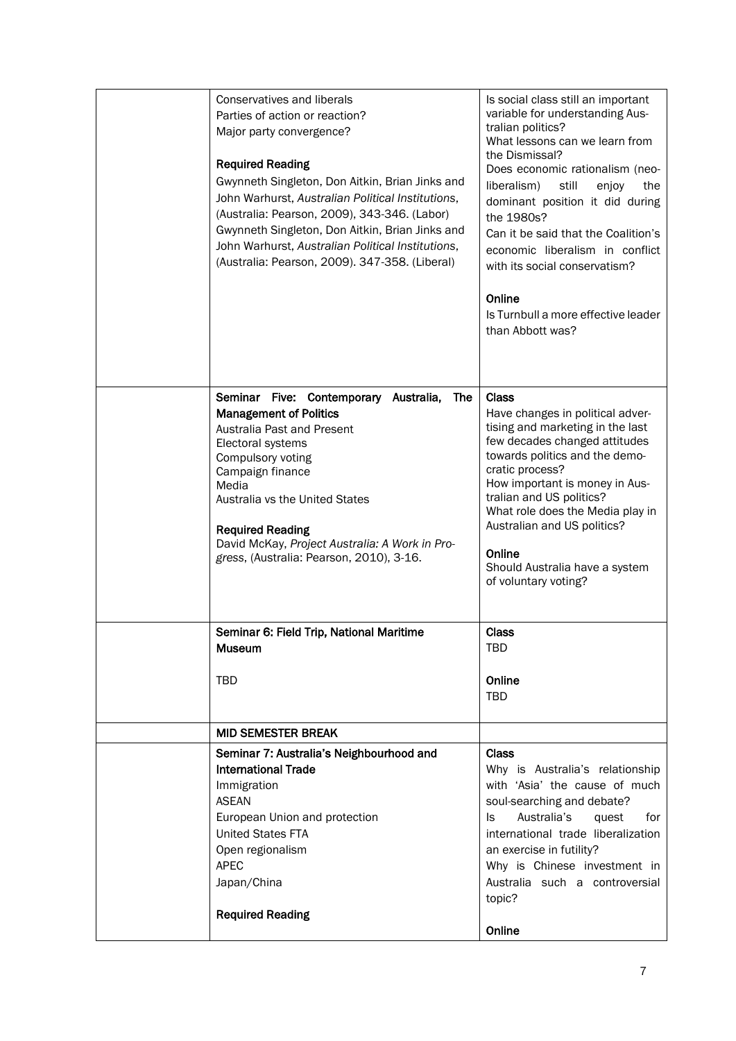| | | |
|---|---|---|
| | Conservatives and liberals<br>Parties of action or reaction?<br>Major party convergence?<br><br>**Required Reading**<br>Gwynneth Singleton, Don Aitkin, Brian Jinks and John Warhurst, *Australian Political Institutions*, (Australia: Pearson, 2009), 343-346. (Labor)<br>Gwynneth Singleton, Don Aitkin, Brian Jinks and John Warhurst, *Australian Political Institutions*, (Australia: Pearson, 2009). 347-358. (Liberal) | Is social class still an important variable for understanding Australian politics?<br>What lessons can we learn from the Dismissal?<br>Does economic rationalism (neo-liberalism) still enjoy the dominant position it did during the 1980s?<br>Can it be said that the Coalition's economic liberalism in conflict with its social conservatism?<br><br>**Online**<br>Is Turnbull a more effective leader than Abbott was? |
| | **Seminar Five: Contemporary Australia, The Management of Politics**<br>Australia Past and Present<br>Electoral systems<br>Compulsory voting<br>Campaign finance<br>Media<br>Australia vs the United States<br><br>**Required Reading**<br>David McKay, *Project Australia: A Work in Progress*, (Australia: Pearson, 2010), 3-16. | **Class**<br>Have changes in political advertising and marketing in the last few decades changed attitudes towards politics and the democratic process?<br>How important is money in Australian and US politics?<br>What role does the Media play in Australian and US politics?<br><br>**Online**<br>Should Australia have a system of voluntary voting? |
| | **Seminar 6: Field Trip, National Maritime Museum**<br><br>TBD | **Class**<br>TBD<br><br>**Online**<br>TBD |
| | **MID SEMESTER BREAK** | |
| | **Seminar 7: Australia's Neighbourhood and International Trade**<br>Immigration<br>ASEAN<br>European Union and protection<br>United States FTA<br>Open regionalism<br>APEC<br>Japan/China<br><br>**Required Reading** | **Class**<br>Why is Australia's relationship with 'Asia' the cause of much soul-searching and debate?<br>Is Australia's quest for international trade liberalization an exercise in futility?<br>Why is Chinese investment in Australia such a controversial topic?<br><br>**Online** |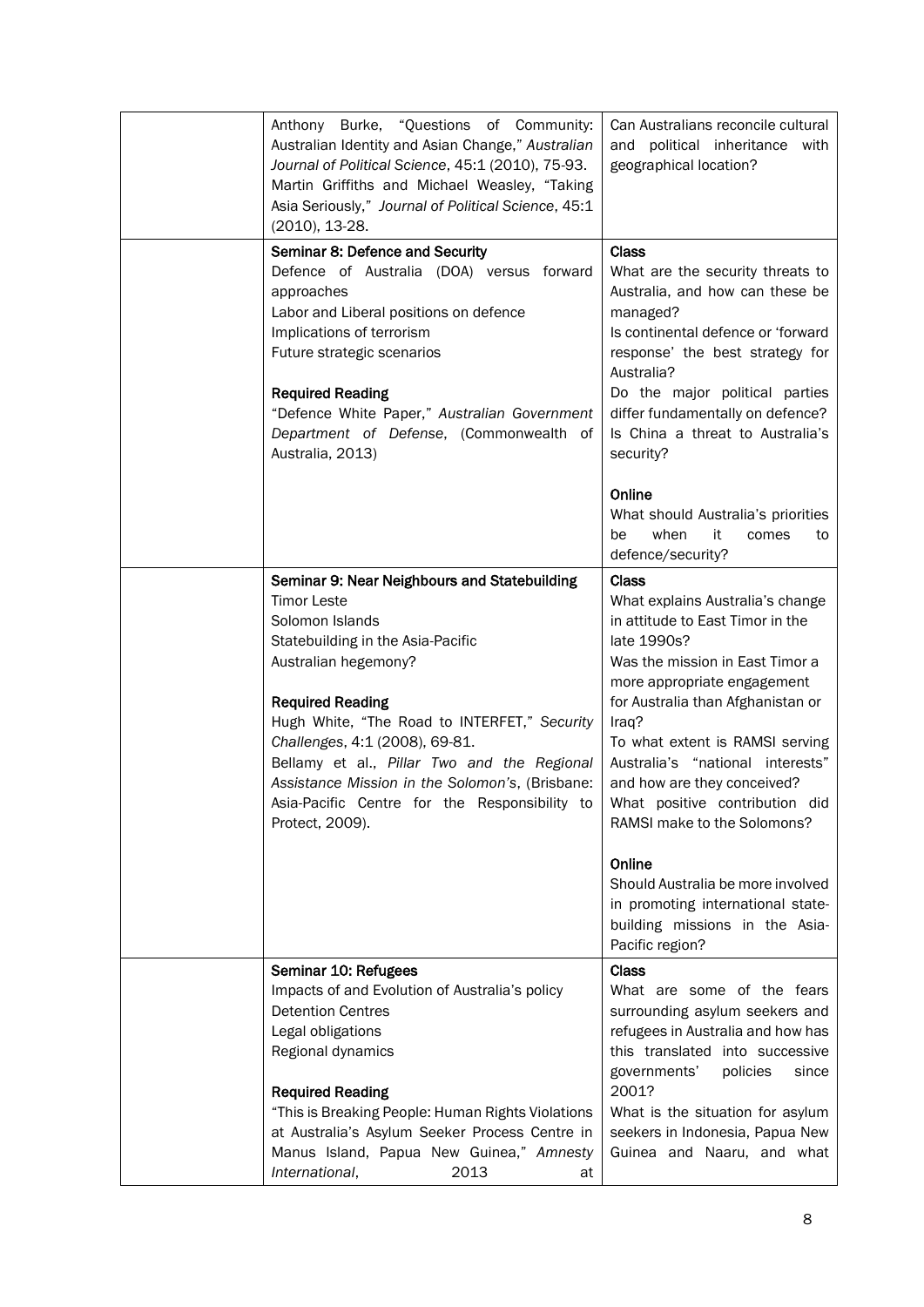| | | |
|---|---|---|
| | Anthony Burke, "Questions of Community: Australian Identity and Asian Change," *Australian Journal of Political Science*, 45:1 (2010), 75-93.<br>Martin Griffiths and Michael Weasley, "Taking Asia Seriously," *Journal of Political Science*, 45:1 (2010), 13-28. | Can Australians reconcile cultural and political inheritance with geographical location? |
| | **Seminar 8: Defence and Security**<br>Defence of Australia (DOA) versus forward approaches<br>Labor and Liberal positions on defence<br>Implications of terrorism<br>Future strategic scenarios<br><br>**Required Reading**<br>"Defence White Paper," *Australian Government Department of Defense*, (Commonwealth of Australia, 2013) | **Class**<br>What are the security threats to Australia, and how can these be managed?<br>Is continental defence or 'forward response' the best strategy for Australia?<br>Do the major political parties differ fundamentally on defence?<br>Is China a threat to Australia's security?<br><br>**Online**<br>What should Australia's priorities be when it comes to defence/security? |
| | **Seminar 9: Near Neighbours and Statebuilding**<br>Timor Leste<br>Solomon Islands<br>Statebuilding in the Asia-Pacific<br>Australian hegemony?<br><br>**Required Reading**<br>Hugh White, "The Road to INTERFET," *Security Challenges*, 4:1 (2008), 69-81.<br>Bellamy et al., *Pillar Two and the Regional Assistance Mission in the Solomon's*, (Brisbane: Asia-Pacific Centre for the Responsibility to Protect, 2009). | **Class**<br>What explains Australia's change in attitude to East Timor in the late 1990s?<br>Was the mission in East Timor a more appropriate engagement for Australia than Afghanistan or Iraq?<br>To what extent is RAMSI serving Australia's "national interests" and how are they conceived?<br>What positive contribution did RAMSI make to the Solomons?<br><br>**Online**<br>Should Australia be more involved in promoting international state-building missions in the Asia-Pacific region? |
| | **Seminar 10: Refugees**<br>Impacts of and Evolution of Australia's policy<br>Detention Centres<br>Legal obligations<br>Regional dynamics<br><br>**Required Reading**<br>"This is Breaking People: Human Rights Violations at Australia's Asylum Seeker Process Centre in Manus Island, Papua New Guinea," *Amnesty International*, 2013 at | **Class**<br>What are some of the fears surrounding asylum seekers and refugees in Australia and how has this translated into successive governments' policies since 2001?<br>What is the situation for asylum seekers in Indonesia, Papua New Guinea and Naaru, and what |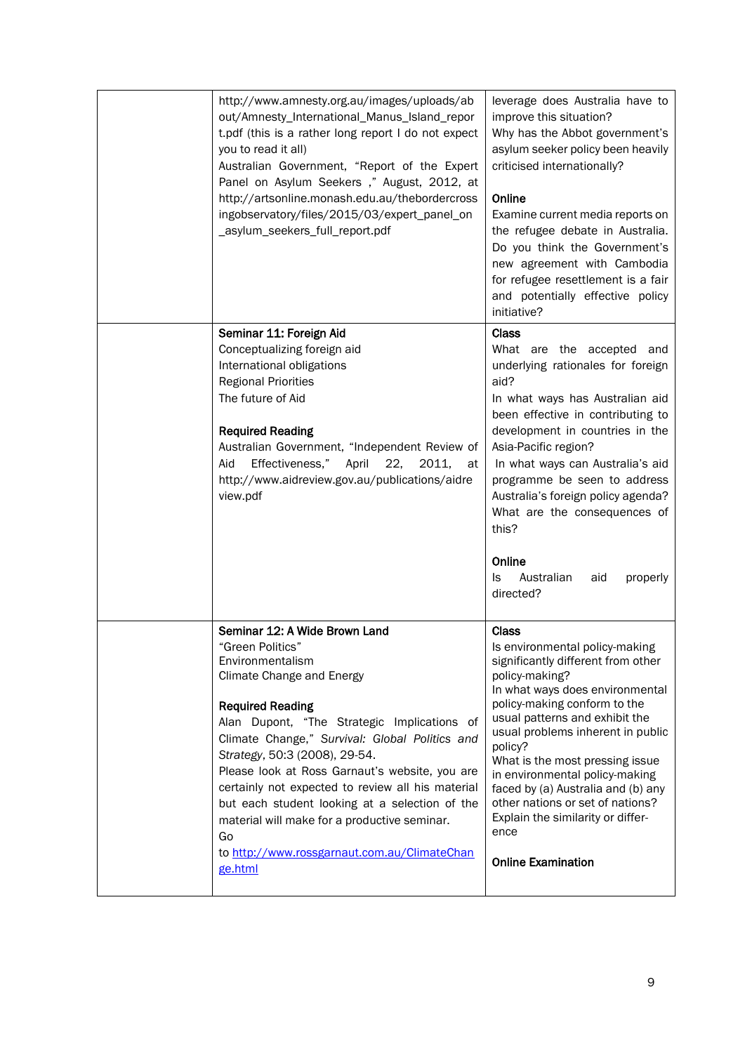| | | |
|---|---|---|
| | http://www.amnesty.org.au/images/uploads/about/Amnesty_International_Manus_Island_report.pdf (this is a rather long report I do not expect you to read it all)<br>Australian Government, "Report of the Expert Panel on Asylum Seekers ," August, 2012, at http://artsonline.monash.edu.au/thebordercrossingobservatory/files/2015/03/expert_panel_on_asylum_seekers_full_report.pdf | leverage does Australia have to improve this situation?<br>Why has the Abbot government's asylum seeker policy been heavily criticised internationally?<br><br>**Online**<br>Examine current media reports on the refugee debate in Australia. Do you think the Government's new agreement with Cambodia for refugee resettlement is a fair and potentially effective policy initiative? |
| | **Seminar 11: Foreign Aid**<br>Conceptualizing foreign aid<br>International obligations<br>Regional Priorities<br>The future of Aid<br><br>**Required Reading**<br>Australian Government, "Independent Review of Aid Effectiveness," April 22, 2011, at http://www.aidreview.gov.au/publications/aidreview.pdf | **Class**<br>What are the accepted and underlying rationales for foreign aid?<br>In what ways has Australian aid been effective in contributing to development in countries in the Asia-Pacific region?<br>In what ways can Australia's aid programme be seen to address Australia's foreign policy agenda? What are the consequences of this?<br><br>**Online**<br>Is Australian aid properly directed? |
| | **Seminar 12: A Wide Brown Land**<br>"Green Politics"<br>Environmentalism<br>Climate Change and Energy<br><br>**Required Reading**<br>Alan Dupont, "The Strategic Implications of Climate Change," *Survival: Global Politics and Strategy*, 50:3 (2008), 29-54.<br>Please look at Ross Garnaut's website, you are certainly not expected to review all his material but each student looking at a selection of the material will make for a productive seminar.<br>Go to [http://www.rossgarnaut.com.au/ClimateChange.html](http://www.rossgarnaut.com.au/ClimateChange.html) | **Class**<br>Is environmental policy-making significantly different from other policy-making?<br>In what ways does environmental policy-making conform to the usual patterns and exhibit the usual problems inherent in public policy?<br>What is the most pressing issue in environmental policy-making faced by (a) Australia and (b) any other nations or set of nations? Explain the similarity or difference<br><br>**Online Examination** |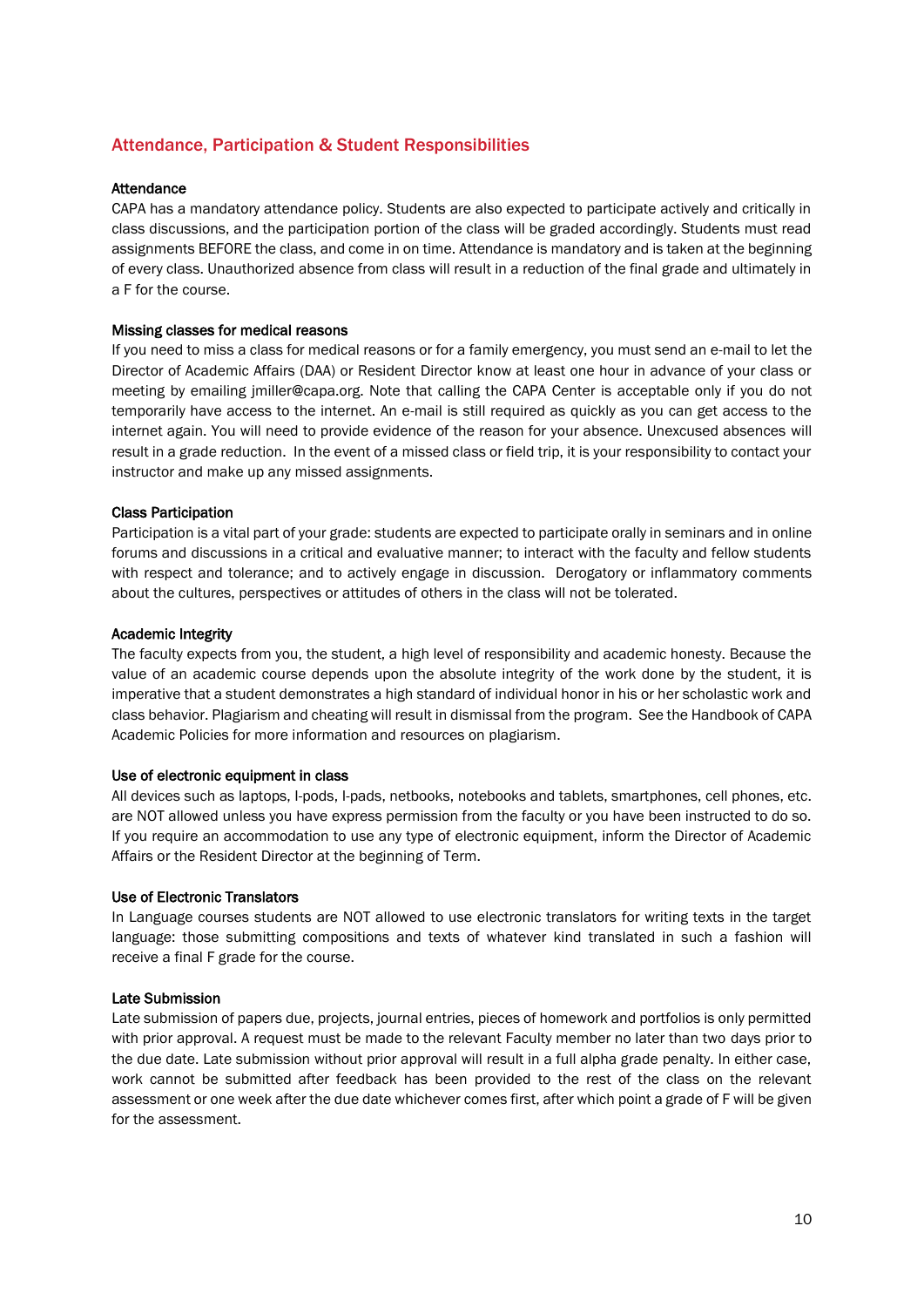## Attendance, Participation & Student Responsibilities

### Attendance

CAPA has a mandatory attendance policy. Students are also expected to participate actively and critically in class discussions, and the participation portion of the class will be graded accordingly. Students must read assignments BEFORE the class, and come in on time. Attendance is mandatory and is taken at the beginning of every class. Unauthorized absence from class will result in a reduction of the final grade and ultimately in a F for the course.

### Missing classes for medical reasons

If you need to miss a class for medical reasons or for a family emergency, you must send an e-mail to let the Director of Academic Affairs (DAA) or Resident Director know at least one hour in advance of your class or meeting by emailing jmiller@capa.org. Note that calling the CAPA Center is acceptable only if you do not temporarily have access to the internet. An e-mail is still required as quickly as you can get access to the internet again. You will need to provide evidence of the reason for your absence. Unexcused absences will result in a grade reduction. In the event of a missed class or field trip, it is your responsibility to contact your instructor and make up any missed assignments.

### Class Participation

Participation is a vital part of your grade: students are expected to participate orally in seminars and in online forums and discussions in a critical and evaluative manner; to interact with the faculty and fellow students with respect and tolerance; and to actively engage in discussion. Derogatory or inflammatory comments about the cultures, perspectives or attitudes of others in the class will not be tolerated.

### Academic Integrity

The faculty expects from you, the student, a high level of responsibility and academic honesty. Because the value of an academic course depends upon the absolute integrity of the work done by the student, it is imperative that a student demonstrates a high standard of individual honor in his or her scholastic work and class behavior. Plagiarism and cheating will result in dismissal from the program. See the Handbook of CAPA Academic Policies for more information and resources on plagiarism.

### Use of electronic equipment in class

All devices such as laptops, I-pods, I-pads, netbooks, notebooks and tablets, smartphones, cell phones, etc. are NOT allowed unless you have express permission from the faculty or you have been instructed to do so. If you require an accommodation to use any type of electronic equipment, inform the Director of Academic Affairs or the Resident Director at the beginning of Term.

### Use of Electronic Translators

In Language courses students are NOT allowed to use electronic translators for writing texts in the target language: those submitting compositions and texts of whatever kind translated in such a fashion will receive a final F grade for the course.

### Late Submission

Late submission of papers due, projects, journal entries, pieces of homework and portfolios is only permitted with prior approval. A request must be made to the relevant Faculty member no later than two days prior to the due date. Late submission without prior approval will result in a full alpha grade penalty. In either case, work cannot be submitted after feedback has been provided to the rest of the class on the relevant assessment or one week after the due date whichever comes first, after which point a grade of F will be given for the assessment.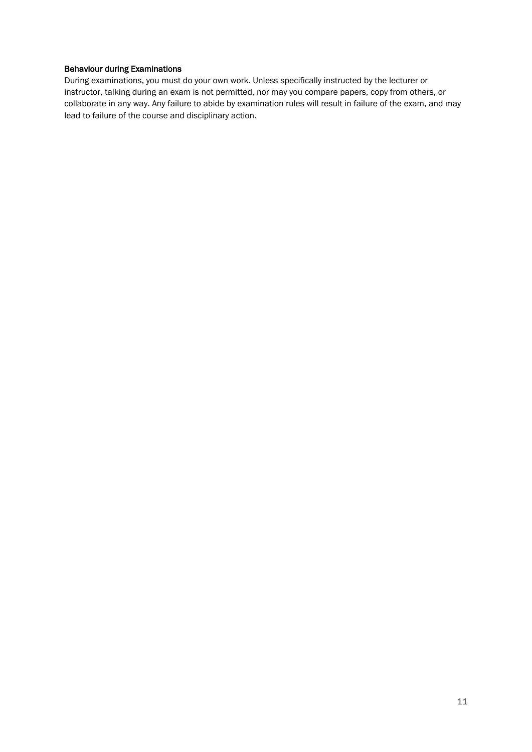**Behaviour during Examinations**

During examinations, you must do your own work. Unless specifically instructed by the lecturer or instructor, talking during an exam is not permitted, nor may you compare papers, copy from others, or collaborate in any way. Any failure to abide by examination rules will result in failure of the exam, and may lead to failure of the course and disciplinary action.